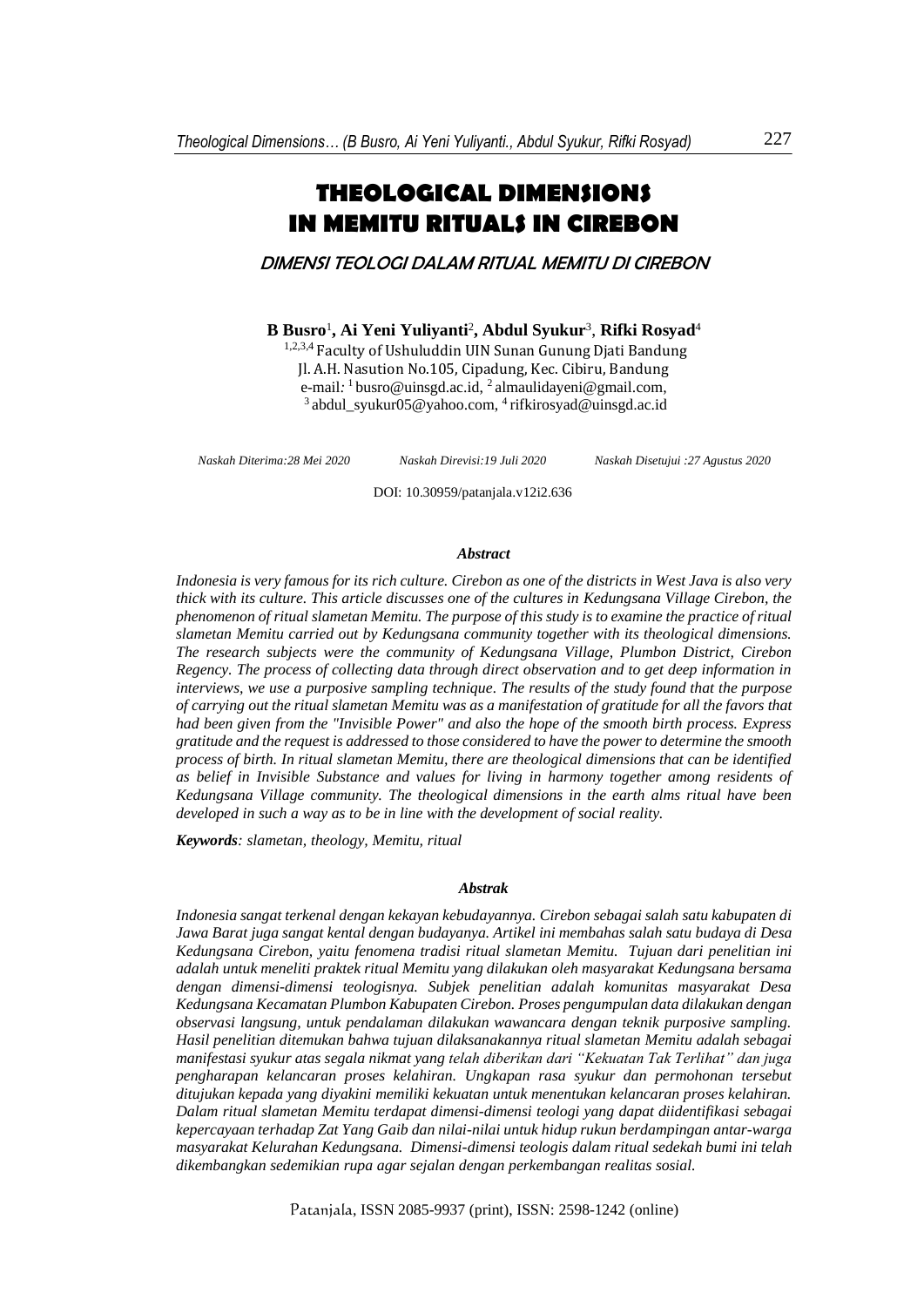# THEOLOGICAL DIMENSIONS IN MEMITU RITUALS IN CIREBON

## *DIMENSI TEOLOGI DALAM RITUAL MEMITU DI CIREBON*

**B Busro**[1], **Ai Yeni Yuliyanti**[2], **Abdul Syukur**[3], **Rifki Rosyad**[4]

[1,2,3,4] Faculty of Ushuluddin UIN Sunan Gunung Djati Bandung
Jl. A.H. Nasution No.105, Cipadung, Kec. Cibiru, Bandung
e-mail: [1] busro@uinsgd.ac.id, [2] almaulidayeni@gmail.com,
[3] abdul_syukur05@yahoo.com, [4] rifkirosyad@uinsgd.ac.id

*Naskah Diterima:28 Mei 2020* *Naskah Direvisi:19 Juli 2020* *Naskah Disetujui :27 Agustus 2020*

DOI: 10.30959/patanjala.v12i2.636

### *Abstract*

*Indonesia is very famous for its rich culture. Cirebon as one of the districts in West Java is also very thick with its culture. This article discusses one of the cultures in Kedungsana Village Cirebon, the phenomenon of ritual slametan Memitu. The purpose of this study is to examine the practice of ritual slametan Memitu carried out by Kedungsana community together with its theological dimensions. The research subjects were the community of Kedungsana Village, Plumbon District, Cirebon Regency. The process of collecting data through direct observation and to get deep information in interviews, we use a purposive sampling technique. The results of the study found that the purpose of carrying out the ritual slametan Memitu was as a manifestation of gratitude for all the favors that had been given from the "Invisible Power" and also the hope of the smooth birth process. Express gratitude and the request is addressed to those considered to have the power to determine the smooth process of birth. In ritual slametan Memitu, there are theological dimensions that can be identified as belief in Invisible Substance and values for living in harmony together among residents of Kedungsana Village community. The theological dimensions in the earth alms ritual have been developed in such a way as to be in line with the development of social reality.*

***Keywords**: slametan, theology, Memitu, ritual*

### *Abstrak*

*Indonesia sangat terkenal dengan kekayan kebudayannya. Cirebon sebagai salah satu kabupaten di Jawa Barat juga sangat kental dengan budayanya. Artikel ini membahas salah satu budaya di Desa Kedungsana Cirebon, yaitu fenomena tradisi ritual slametan Memitu. Tujuan dari penelitian ini adalah untuk meneliti praktek ritual Memitu yang dilakukan oleh masyarakat Kedungsana bersama dengan dimensi-dimensi teologisnya. Subjek penelitian adalah komunitas masyarakat Desa Kedungsana Kecamatan Plumbon Kabupaten Cirebon. Proses pengumpulan data dilakukan dengan observasi langsung, untuk pendalaman dilakukan wawancara dengan teknik purposive sampling. Hasil penelitian ditemukan bahwa tujuan dilaksanakannya ritual slametan Memitu adalah sebagai manifestasi syukur atas segala nikmat yang telah diberikan dari "Kekuatan Tak Terlihat" dan juga pengharapan kelancaran proses kelahiran. Ungkapan rasa syukur dan permohonan tersebut ditujukan kepada yang diyakini memiliki kekuatan untuk menentukan kelancaran proses kelahiran. Dalam ritual slametan Memitu terdapat dimensi-dimensi teologi yang dapat diidentifikasi sebagai kepercayaan terhadap Zat Yang Gaib dan nilai-nilai untuk hidup rukun berdampingan antar-warga masyarakat Kelurahan Kedungsana. Dimensi-dimensi teologis dalam ritual sedekah bumi ini telah dikembangkan sedemikian rupa agar sejalan dengan perkembangan realitas sosial.*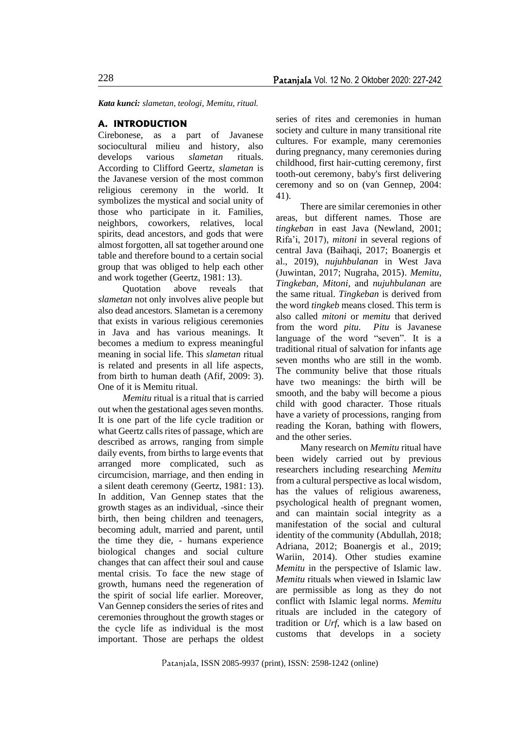***Kata kunci:*** *slametan, teologi, Memitu, ritual.*

## A. INTRODUCTION

Cirebonese, as a part of Javanese sociocultural milieu and history, also develops various *slametan* rituals. According to Clifford Geertz, *slametan* is the Javanese version of the most common religious ceremony in the world. It symbolizes the mystical and social unity of those who participate in it. Families, neighbors, coworkers, relatives, local spirits, dead ancestors, and gods that were almost forgotten, all sat together around one table and therefore bound to a certain social group that was obliged to help each other and work together (Geertz, 1981: 13).

Quotation above reveals that *slametan* not only involves alive people but also dead ancestors. Slametan is a ceremony that exists in various religious ceremonies in Java and has various meanings. It becomes a medium to express meaningful meaning in social life. This *slametan* ritual is related and presents in all life aspects, from birth to human death (Afif, 2009: 3). One of it is Memitu ritual.

*Memitu* ritual is a ritual that is carried out when the gestational ages seven months. It is one part of the life cycle tradition or what Geertz calls rites of passage, which are described as arrows, ranging from simple daily events, from births to large events that arranged more complicated, such as circumcision, marriage, and then ending in a silent death ceremony (Geertz, 1981: 13). In addition, Van Gennep states that the growth stages as an individual, -since their birth, then being children and teenagers, becoming adult, married and parent, until the time they die, - humans experience biological changes and social culture changes that can affect their soul and cause mental crisis. To face the new stage of growth, humans need the regeneration of the spirit of social life earlier. Moreover, Van Gennep considers the series of rites and ceremonies throughout the growth stages or the cycle life as individual is the most important. Those are perhaps the oldest series of rites and ceremonies in human society and culture in many transitional rite cultures. For example, many ceremonies during pregnancy, many ceremonies during childhood, first hair-cutting ceremony, first tooth-out ceremony, baby's first delivering ceremony and so on (van Gennep, 2004: 41).

There are similar ceremonies in other areas, but different names. Those are *tingkeban* in east Java (Newland, 2001; Rifa'i, 2017), *mitoni* in several regions of central Java (Baihaqi, 2017; Boanergis et al., 2019), *nujuhbulanan* in West Java (Juwintan, 2017; Nugraha, 2015). *Memitu*, *Tingkeban*, *Mitoni*, and *nujuhbulanan* are the same ritual. *Tingkeban* is derived from the word *tingkeb* means closed. This term is also called *mitoni* or *memitu* that derived from the word *pitu*. *Pitu* is Javanese language of the word "seven". It is a traditional ritual of salvation for infants age seven months who are still in the womb. The community belive that those rituals have two meanings: the birth will be smooth, and the baby will become a pious child with good character. Those rituals have a variety of processions, ranging from reading the Koran, bathing with flowers, and the other series.

Many research on *Memitu* ritual have been widely carried out by previous researchers including researching *Memitu* from a cultural perspective as local wisdom, has the values of religious awareness, psychological health of pregnant women, and can maintain social integrity as a manifestation of the social and cultural identity of the community (Abdullah, 2018; Adriana, 2012; Boanergis et al., 2019; Wariin, 2014). Other studies examine *Memitu* in the perspective of Islamic law. *Memitu* rituals when viewed in Islamic law are permissible as long as they do not conflict with Islamic legal norms. *Memitu* rituals are included in the category of tradition or *Urf*, which is a law based on customs that develops in a society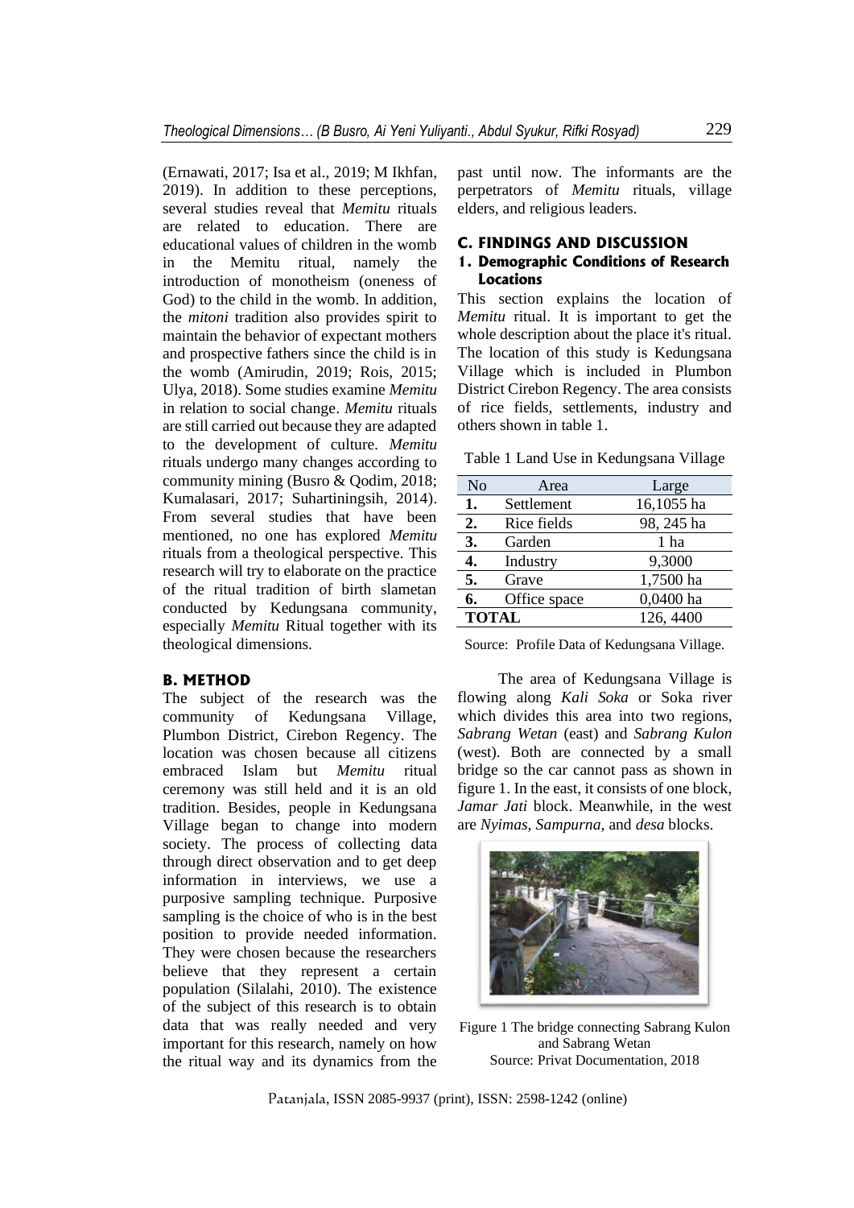(Ernawati, 2017; Isa et al., 2019; M Ikhfan, 2019). In addition to these perceptions, several studies reveal that *Memitu* rituals are related to education. There are educational values of children in the womb in the Memitu ritual, namely the introduction of monotheism (oneness of God) to the child in the womb. In addition, the *mitoni* tradition also provides spirit to maintain the behavior of expectant mothers and prospective fathers since the child is in the womb (Amirudin, 2019; Rois, 2015; Ulya, 2018). Some studies examine *Memitu* in relation to social change. *Memitu* rituals are still carried out because they are adapted to the development of culture. *Memitu* rituals undergo many changes according to community mining (Busro & Qodim, 2018; Kumalasari, 2017; Suhartiningsih, 2014). From several studies that have been mentioned, no one has explored *Memitu* rituals from a theological perspective. This research will try to elaborate on the practice of the ritual tradition of birth slametan conducted by Kedungsana community, especially *Memitu* Ritual together with its theological dimensions.

## B. METHOD

The subject of the research was the community of Kedungsana Village, Plumbon District, Cirebon Regency. The location was chosen because all citizens embraced Islam but *Memitu* ritual ceremony was still held and it is an old tradition. Besides, people in Kedungsana Village began to change into modern society. The process of collecting data through direct observation and to get deep information in interviews, we use a purposive sampling technique. Purposive sampling is the choice of who is in the best position to provide needed information. They were chosen because the researchers believe that they represent a certain population (Silalahi, 2010). The existence of the subject of this research is to obtain data that was really needed and very important for this research, namely on how the ritual way and its dynamics from the past until now. The informants are the perpetrators of *Memitu* rituals, village elders, and religious leaders.

## C. FINDINGS AND DISCUSSION

### 1. Demographic Conditions of Research Locations

This section explains the location of *Memitu* ritual. It is important to get the whole description about the place it's ritual. The location of this study is Kedungsana Village which is included in Plumbon District Cirebon Regency. The area consists of rice fields, settlements, industry and others shown in table 1.

Table 1 Land Use in Kedungsana Village

| No | Area | Large |
|---|---|---|
| **1.** | Settlement | 16,1055 ha |
| **2.** | Rice fields | 98, 245 ha |
| **3.** | Garden | 1 ha |
| **4.** | Industry | 9,3000 |
| **5.** | Grave | 1,7500 ha |
| **6.** | Office space | 0,0400 ha |
| **TOTAL** | | 126, 4400 |

Source: Profile Data of Kedungsana Village.

The area of Kedungsana Village is flowing along *Kali Soka* or Soka river which divides this area into two regions, *Sabrang Wetan* (east) and *Sabrang Kulon* (west). Both are connected by a small bridge so the car cannot pass as shown in figure 1. In the east, it consists of one block, *Jamar Jati* block. Meanwhile, in the west are *Nyimas*, *Sampurna,* and *desa* blocks.

Figure 1 The bridge connecting Sabrang Kulon and Sabrang Wetan
Source: Privat Documentation, 2018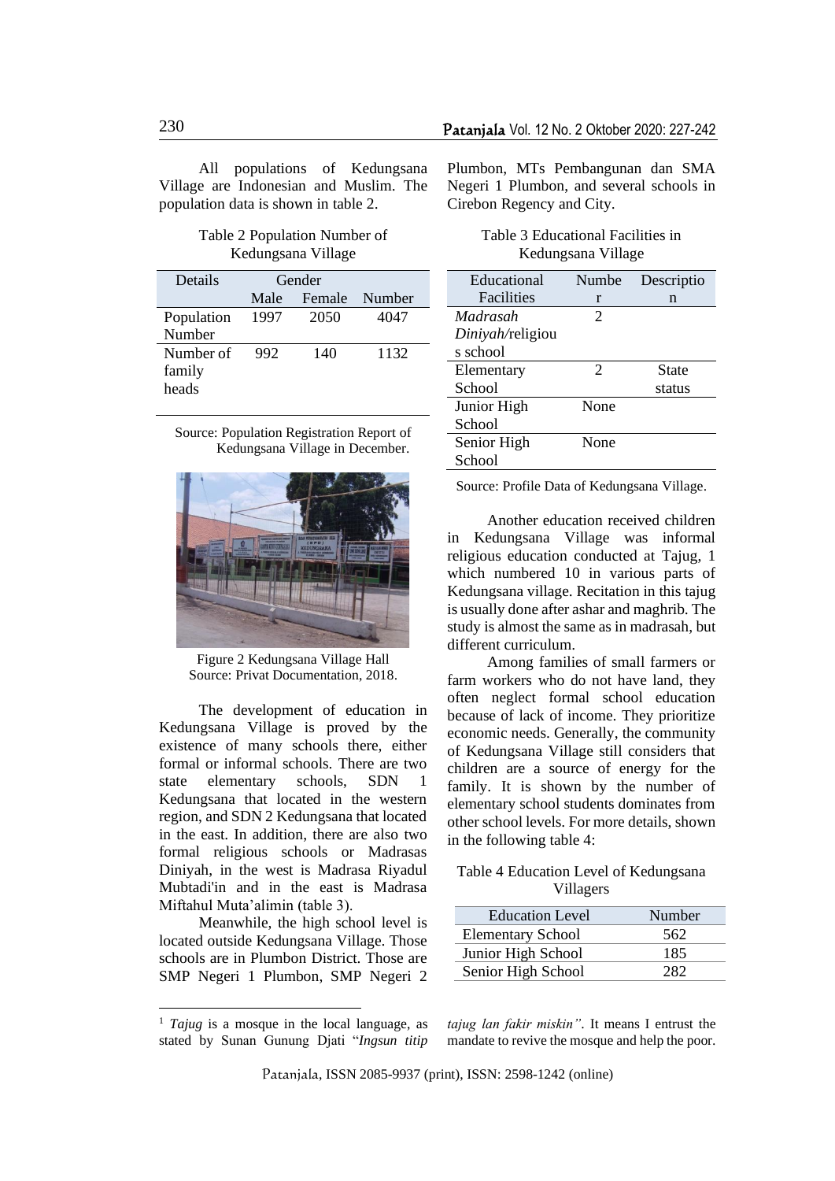All populations of Kedungsana Village are Indonesian and Muslim. The population data is shown in table 2.

Table 2 Population Number of Kedungsana Village

| Details | Gender | | |
|---|---|---|---|
| | Male | Female | Number |
| Population Number | 1997 | 2050 | 4047 |
| Number of family heads | 992 | 140 | 1132 |

Source: Population Registration Report of Kedungsana Village in December.

Figure 2 Kedungsana Village Hall
Source: Privat Documentation, 2018.

The development of education in Kedungsana Village is proved by the existence of many schools there, either formal or informal schools. There are two state elementary schools, SDN 1 Kedungsana that located in the western region, and SDN 2 Kedungsana that located in the east. In addition, there are also two formal religious schools or Madrasas Diniyah, in the west is Madrasa Riyadul Mubtadi'in and in the east is Madrasa Miftahul Muta'alimin (table 3).

Meanwhile, the high school level is located outside Kedungsana Village. Those schools are in Plumbon District. Those are SMP Negeri 1 Plumbon, SMP Negeri 2 Plumbon, MTs Pembangunan dan SMA Negeri 1 Plumbon, and several schools in Cirebon Regency and City.

Table 3 Educational Facilities in Kedungsana Village

| Educational Facilities | Number | Description |
|---|---|---|
| *Madrasah Diniyah*/religious school | 2 | |
| Elementary School | 2 | State status |
| Junior High School | None | |
| Senior High School | None | |

Source: Profile Data of Kedungsana Village.

Another education received children in Kedungsana Village was informal religious education conducted at Tajug, 1 which numbered 10 in various parts of Kedungsana village. Recitation in this tajug is usually done after ashar and maghrib. The study is almost the same as in madrasah, but different curriculum.

Among families of small farmers or farm workers who do not have land, they often neglect formal school education because of lack of income. They prioritize economic needs. Generally, the community of Kedungsana Village still considers that children are a source of energy for the family. It is shown by the number of elementary school students dominates from other school levels. For more details, shown in the following table 4:

Table 4 Education Level of Kedungsana Villagers

| Education Level | Number |
|---|---|
| Elementary School | 562 |
| Junior High School | 185 |
| Senior High School | 282 |

[1] *Tajug* is a mosque in the local language, as stated by Sunan Gunung Djati "*Ingsun titip tajug lan fakir miskin*". It means I entrust the mandate to revive the mosque and help the poor.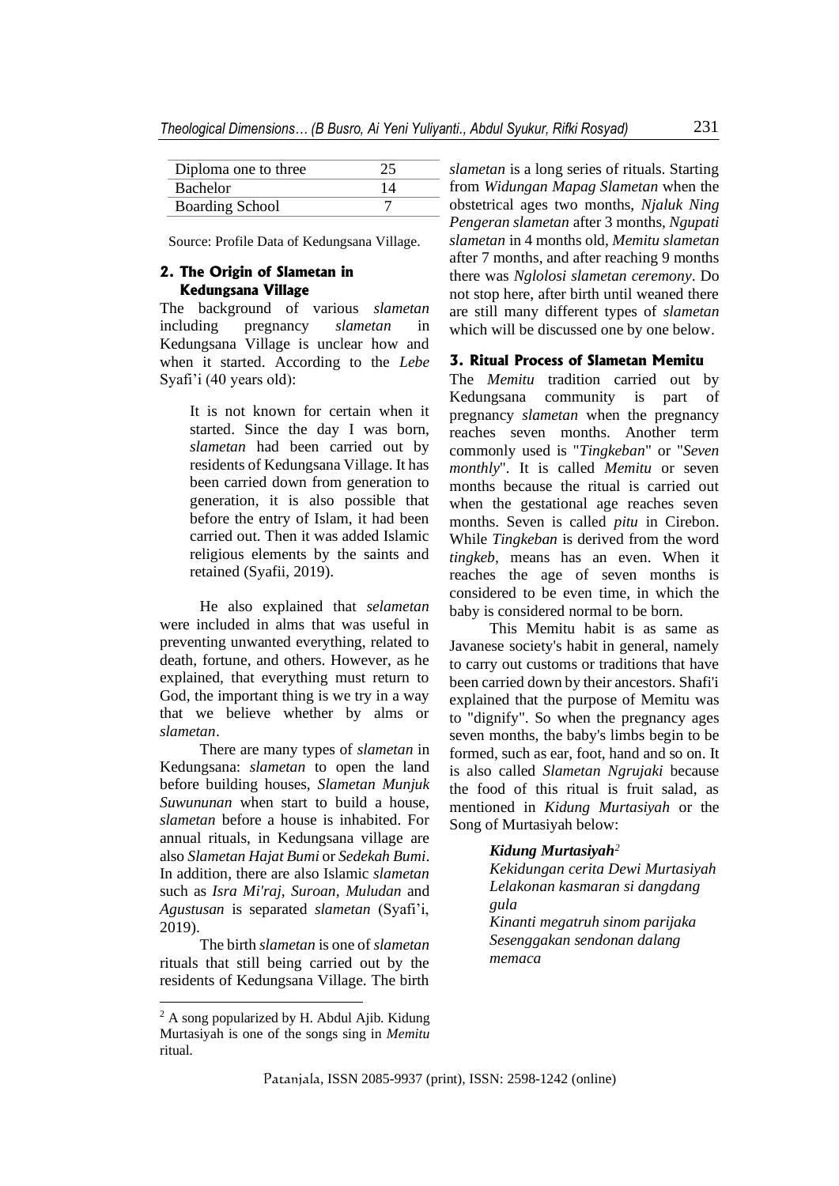| Diploma one to three | 25 |
|---|---|
| Bachelor | 14 |
| Boarding School | 7 |

Source: Profile Data of Kedungsana Village.

## 2. The Origin of Slametan in Kedungsana Village

The background of various *slametan* including pregnancy *slametan* in Kedungsana Village is unclear how and when it started. According to the *Lebe* Syafi'i (40 years old):

> It is not known for certain when it started. Since the day I was born, *slametan* had been carried out by residents of Kedungsana Village. It has been carried down from generation to generation, it is also possible that before the entry of Islam, it had been carried out. Then it was added Islamic religious elements by the saints and retained (Syafii, 2019).

He also explained that *selametan* were included in alms that was useful in preventing unwanted everything, related to death, fortune, and others. However, as he explained, that everything must return to God, the important thing is we try in a way that we believe whether by alms or *slametan*.

There are many types of *slametan* in Kedungsana: *slametan* to open the land before building houses, *Slametan Munjuk Suwununan* when start to build a house, *slametan* before a house is inhabited. For annual rituals, in Kedungsana village are also *Slametan Hajat Bumi* or *Sedekah Bumi*. In addition, there are also Islamic *slametan* such as *Isra Mi'raj, Suroan, Muludan* and *Agustusan* is separated *slametan* (Syafi'i, 2019).

The birth *slametan* is one of *slametan* rituals that still being carried out by the residents of Kedungsana Village. The birth *slametan* is a long series of rituals. Starting from *Widungan Mapag Slametan* when the obstetrical ages two months, *Njaluk Ning Pengeran slametan* after 3 months, *Ngupati slametan* in 4 months old, *Memitu slametan* after 7 months, and after reaching 9 months there was *Nglolosi slametan ceremony*. Do not stop here, after birth until weaned there are still many different types of *slametan* which will be discussed one by one below.

## 3. Ritual Process of Slametan Memitu

The *Memitu* tradition carried out by Kedungsana community is part of pregnancy *slametan* when the pregnancy reaches seven months. Another term commonly used is "*Tingkeban*" or "*Seven monthly*". It is called *Memitu* or seven months because the ritual is carried out when the gestational age reaches seven months. Seven is called *pitu* in Cirebon. While *Tingkeban* is derived from the word *tingkeb*, means has an even. When it reaches the age of seven months is considered to be even time, in which the baby is considered normal to be born.

This Memitu habit is as same as Javanese society's habit in general, namely to carry out customs or traditions that have been carried down by their ancestors. Shafi'i explained that the purpose of Memitu was to "dignify". So when the pregnancy ages seven months, the baby's limbs begin to be formed, such as ear, foot, hand and so on. It is also called *Slametan Ngrujaki* because the food of this ritual is fruit salad, as mentioned in *Kidung Murtasiyah* or the Song of Murtasiyah below:

> ***Kidung Murtasiyah***[2]
> *Kekidungan cerita Dewi Murtasiyah*
> *Lelakonan kasmaran si dangdang gula*
> *Kinanti megatruh sinom parijaka*
> *Sesenggakan sendonan dalang memaca*

[2] A song popularized by H. Abdul Ajib. Kidung Murtasiyah is one of the songs sing in *Memitu* ritual.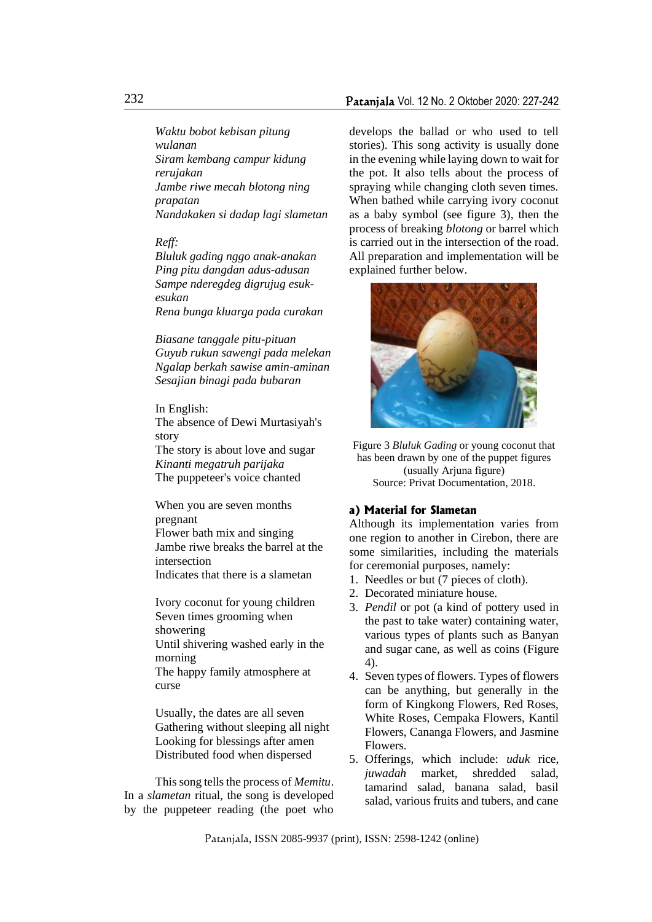*Waktu bobot kebisan pitung wulanan*
*Siram kembang campur kidung rerujakan*
*Jambe riwe mecah blotong ning prapatan*
*Nandakaken si dadap lagi slametan*

*Reff:*
*Bluluk gading nggo anak-anakan*
*Ping pitu dangdan adus-adusan*
*Sampe nderegdeg digrujug esuk-esukan*
*Rena bunga kluarga pada curakan*

*Biasane tanggale pitu-pituan*
*Guyub rukun sawengi pada melekan*
*Ngalap berkah sawise amin-aminan*
*Sesajian binagi pada bubaran*

In English:
The absence of Dewi Murtasiyah's story
The story is about love and sugar
*Kinanti megatruh parijaka*
The puppeteer's voice chanted

When you are seven months pregnant
Flower bath mix and singing
Jambe riwe breaks the barrel at the intersection
Indicates that there is a slametan

Ivory coconut for young children
Seven times grooming when showering
Until shivering washed early in the morning
The happy family atmosphere at curse

Usually, the dates are all seven
Gathering without sleeping all night
Looking for blessings after amen
Distributed food when dispersed

This song tells the process of *Memitu*. In a *slametan* ritual, the song is developed by the puppeteer reading (the poet who develops the ballad or who used to tell stories). This song activity is usually done in the evening while laying down to wait for the pot. It also tells about the process of spraying while changing cloth seven times. When bathed while carrying ivory coconut as a baby symbol (see figure 3), then the process of breaking *blotong* or barrel which is carried out in the intersection of the road. All preparation and implementation will be explained further below.

Figure 3 *Bluluk Gading* or young coconut that has been drawn by one of the puppet figures (usually Arjuna figure)
Source: Privat Documentation, 2018.

#### a) Material for Slametan

Although its implementation varies from one region to another in Cirebon, there are some similarities, including the materials for ceremonial purposes, namely:

1. Needles or but (7 pieces of cloth).
2. Decorated miniature house.
3. *Pendil* or pot (a kind of pottery used in the past to take water) containing water, various types of plants such as Banyan and sugar cane, as well as coins (Figure 4).
4. Seven types of flowers. Types of flowers can be anything, but generally in the form of Kingkong Flowers, Red Roses, White Roses, Cempaka Flowers, Kantil Flowers, Cananga Flowers, and Jasmine Flowers.
5. Offerings, which include: *uduk* rice, *juwadah* market, shredded salad, tamarind salad, banana salad, basil salad, various fruits and tubers, and cane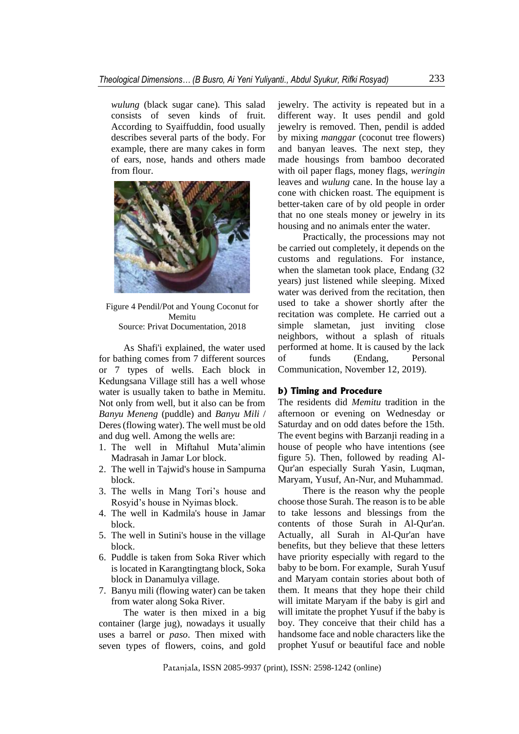*wulung* (black sugar cane). This salad consists of seven kinds of fruit. According to Syaiffuddin, food usually describes several parts of the body. For example, there are many cakes in form of ears, nose, hands and others made from flour.

Figure 4 Pendil/Pot and Young Coconut for Memitu
Source: Privat Documentation, 2018

As Shafi'i explained, the water used for bathing comes from 7 different sources or 7 types of wells. Each block in Kedungsana Village still has a well whose water is usually taken to bathe in Memitu. Not only from well, but it also can be from *Banyu Meneng* (puddle) and *Banyu Mili* / Deres (flowing water). The well must be old and dug well. Among the wells are:

1. The well in Miftahul Muta'alimin Madrasah in Jamar Lor block.
2. The well in Tajwid's house in Sampurna block.
3. The wells in Mang Tori's house and Rosyid's house in Nyimas block.
4. The well in Kadmila's house in Jamar block.
5. The well in Sutini's house in the village block.
6. Puddle is taken from Soka River which is located in Karangtingtang block, Soka block in Danamulya village.
7. Banyu mili (flowing water) can be taken from water along Soka River.

The water is then mixed in a big container (large jug), nowadays it usually uses a barrel or *paso*. Then mixed with seven types of flowers, coins, and gold jewelry. The activity is repeated but in a different way. It uses pendil and gold jewelry is removed. Then, pendil is added by mixing *manggar* (coconut tree flowers) and banyan leaves. The next step, they made housings from bamboo decorated with oil paper flags, money flags, *weringin* leaves and *wulung* cane. In the house lay a cone with chicken roast. The equipment is better-taken care of by old people in order that no one steals money or jewelry in its housing and no animals enter the water.

Practically, the processions may not be carried out completely, it depends on the customs and regulations. For instance, when the slametan took place, Endang (32 years) just listened while sleeping. Mixed water was derived from the recitation, then used to take a shower shortly after the recitation was complete. He carried out a simple slametan, just inviting close neighbors, without a splash of rituals performed at home. It is caused by the lack of funds (Endang, Personal Communication, November 12, 2019).

### b) Timing and Procedure

The residents did *Memitu* tradition in the afternoon or evening on Wednesday or Saturday and on odd dates before the 15th. The event begins with Barzanji reading in a house of people who have intentions (see figure 5). Then, followed by reading Al-Qur'an especially Surah Yasin, Luqman, Maryam, Yusuf, An-Nur, and Muhammad.

There is the reason why the people choose those Surah. The reason is to be able to take lessons and blessings from the contents of those Surah in Al-Qur'an. Actually, all Surah in Al-Qur'an have benefits, but they believe that these letters have priority especially with regard to the baby to be born. For example, Surah Yusuf and Maryam contain stories about both of them. It means that they hope their child will imitate Maryam if the baby is girl and will imitate the prophet Yusuf if the baby is boy. They conceive that their child has a handsome face and noble characters like the prophet Yusuf or beautiful face and noble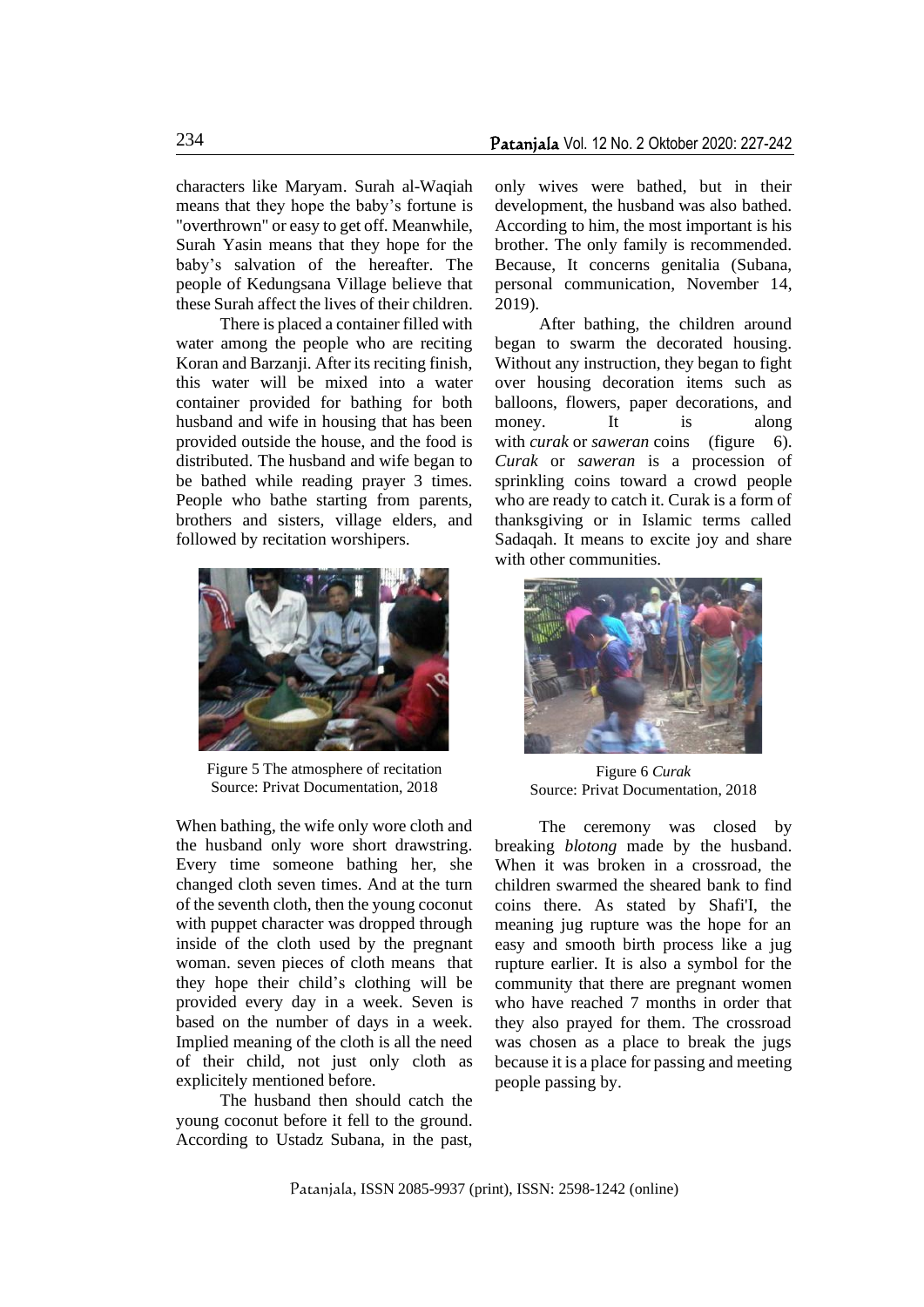characters like Maryam. Surah al-Waqiah means that they hope the baby's fortune is "overthrown" or easy to get off. Meanwhile, Surah Yasin means that they hope for the baby's salvation of the hereafter. The people of Kedungsana Village believe that these Surah affect the lives of their children.

There is placed a container filled with water among the people who are reciting Koran and Barzanji. After its reciting finish, this water will be mixed into a water container provided for bathing for both husband and wife in housing that has been provided outside the house, and the food is distributed. The husband and wife began to be bathed while reading prayer 3 times. People who bathe starting from parents, brothers and sisters, village elders, and followed by recitation worshipers.

Figure 5 The atmosphere of recitation
Source: Privat Documentation, 2018

When bathing, the wife only wore cloth and the husband only wore short drawstring. Every time someone bathing her, she changed cloth seven times. And at the turn of the seventh cloth, then the young coconut with puppet character was dropped through inside of the cloth used by the pregnant woman. seven pieces of cloth means that they hope their child's clothing will be provided every day in a week. Seven is based on the number of days in a week. Implied meaning of the cloth is all the need of their child, not just only cloth as explicitely mentioned before.

The husband then should catch the young coconut before it fell to the ground. According to Ustadz Subana, in the past, only wives were bathed, but in their development, the husband was also bathed. According to him, the most important is his brother. The only family is recommended. Because, It concerns genitalia (Subana, personal communication, November 14, 2019).

After bathing, the children around began to swarm the decorated housing. Without any instruction, they began to fight over housing decoration items such as balloons, flowers, paper decorations, and money. It is along with *curak* or *saweran* coins (figure 6). *Curak* or *saweran* is a procession of sprinkling coins toward a crowd people who are ready to catch it. Curak is a form of thanksgiving or in Islamic terms called Sadaqah. It means to excite joy and share with other communities.

Figure 6 *Curak*
Source: Privat Documentation, 2018

The ceremony was closed by breaking *blotong* made by the husband. When it was broken in a crossroad, the children swarmed the sheared bank to find coins there. As stated by Shafi'I, the meaning jug rupture was the hope for an easy and smooth birth process like a jug rupture earlier. It is also a symbol for the community that there are pregnant women who have reached 7 months in order that they also prayed for them. The crossroad was chosen as a place to break the jugs because it is a place for passing and meeting people passing by.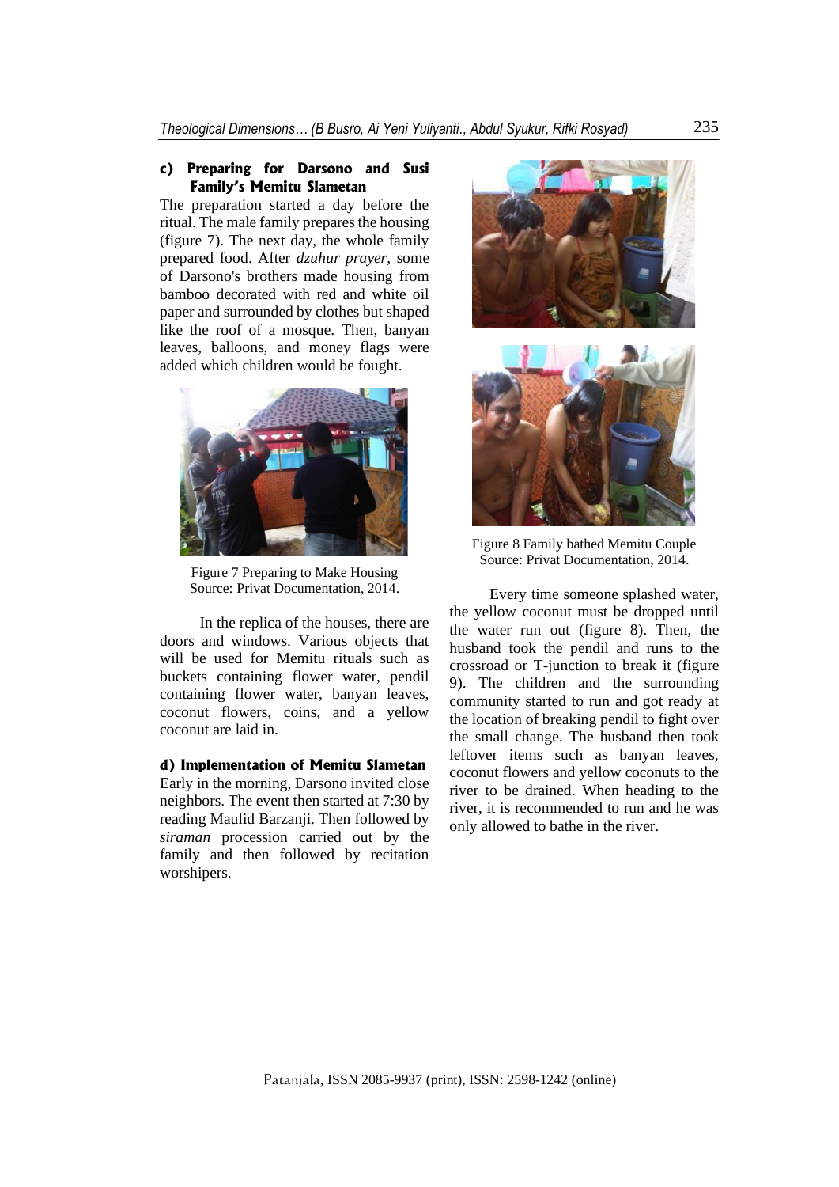#### c) Preparing for Darsono and Susi Family's Memitu Slametan

The preparation started a day before the ritual. The male family prepares the housing (figure 7). The next day, the whole family prepared food. After *dzuhur prayer*, some of Darsono's brothers made housing from bamboo decorated with red and white oil paper and surrounded by clothes but shaped like the roof of a mosque. Then, banyan leaves, balloons, and money flags were added which children would be fought.

Figure 7 Preparing to Make Housing
Source: Privat Documentation, 2014.

In the replica of the houses, there are doors and windows. Various objects that will be used for Memitu rituals such as buckets containing flower water, pendil containing flower water, banyan leaves, coconut flowers, coins, and a yellow coconut are laid in.

#### d) Implementation of Memitu Slametan

Early in the morning, Darsono invited close neighbors. The event then started at 7:30 by reading Maulid Barzanji. Then followed by *siraman* procession carried out by the family and then followed by recitation worshipers.

Figure 8 Family bathed Memitu Couple
Source: Privat Documentation, 2014.

Every time someone splashed water, the yellow coconut must be dropped until the water run out (figure 8). Then, the husband took the pendil and runs to the crossroad or T-junction to break it (figure 9). The children and the surrounding community started to run and got ready at the location of breaking pendil to fight over the small change. The husband then took leftover items such as banyan leaves, coconut flowers and yellow coconuts to the river to be drained. When heading to the river, it is recommended to run and he was only allowed to bathe in the river.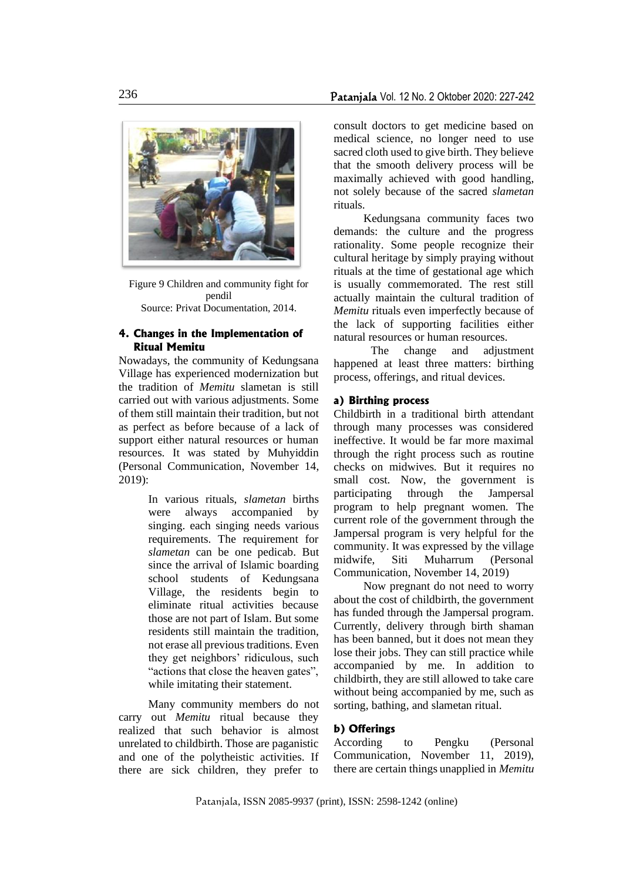Figure 9 Children and community fight for pendil
Source: Privat Documentation, 2014.

### 4. Changes in the Implementation of Ritual Memitu

Nowadays, the community of Kedungsana Village has experienced modernization but the tradition of *Memitu* slametan is still carried out with various adjustments. Some of them still maintain their tradition, but not as perfect as before because of a lack of support either natural resources or human resources. It was stated by Muhyiddin (Personal Communication, November 14, 2019):

> In various rituals, *slametan* births were always accompanied by singing. each singing needs various requirements. The requirement for *slametan* can be one pedicab. But since the arrival of Islamic boarding school students of Kedungsana Village, the residents begin to eliminate ritual activities because those are not part of Islam. But some residents still maintain the tradition, not erase all previous traditions. Even they get neighbors' ridiculous, such "actions that close the heaven gates", while imitating their statement.

Many community members do not carry out *Memitu* ritual because they realized that such behavior is almost unrelated to childbirth. Those are paganistic and one of the polytheistic activities. If there are sick children, they prefer to consult doctors to get medicine based on medical science, no longer need to use sacred cloth used to give birth. They believe that the smooth delivery process will be maximally achieved with good handling, not solely because of the sacred *slametan* rituals.

Kedungsana community faces two demands: the culture and the progress rationality. Some people recognize their cultural heritage by simply praying without rituals at the time of gestational age which is usually commemorated. The rest still actually maintain the cultural tradition of *Memitu* rituals even imperfectly because of the lack of supporting facilities either natural resources or human resources.

The change and adjustment happened at least three matters: birthing process, offerings, and ritual devices.

#### a) Birthing process

Childbirth in a traditional birth attendant through many processes was considered ineffective. It would be far more maximal through the right process such as routine checks on midwives. But it requires no small cost. Now, the government is participating through the Jampersal program to help pregnant women. The current role of the government through the Jampersal program is very helpful for the community. It was expressed by the village midwife, Siti Muharrum (Personal Communication, November 14, 2019)

> Now pregnant do not need to worry about the cost of childbirth, the government has funded through the Jampersal program. Currently, delivery through birth shaman has been banned, but it does not mean they lose their jobs. They can still practice while accompanied by me. In addition to childbirth, they are still allowed to take care without being accompanied by me, such as sorting, bathing, and slametan ritual.

#### b) Offerings

According to Pengku (Personal Communication, November 11, 2019), there are certain things unapplied in *Memitu*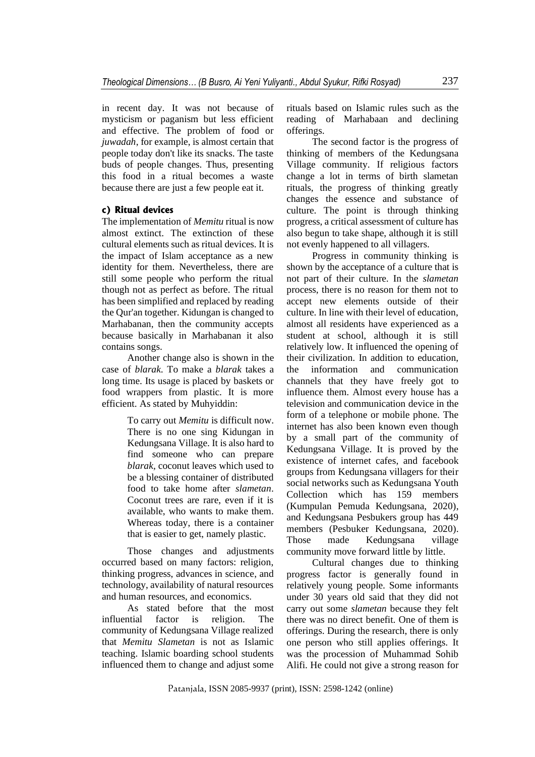in recent day. It was not because of mysticism or paganism but less efficient and effective. The problem of food or *juwadah*, for example, is almost certain that people today don't like its snacks. The taste buds of people changes. Thus, presenting this food in a ritual becomes a waste because there are just a few people eat it.

### c) Ritual devices

The implementation of *Memitu* ritual is now almost extinct. The extinction of these cultural elements such as ritual devices. It is the impact of Islam acceptance as a new identity for them. Nevertheless, there are still some people who perform the ritual though not as perfect as before. The ritual has been simplified and replaced by reading the Qur'an together. Kidungan is changed to Marhabanan, then the community accepts because basically in Marhabanan it also contains songs.

Another change also is shown in the case of *blarak*. To make a *blarak* takes a long time. Its usage is placed by baskets or food wrappers from plastic. It is more efficient. As stated by Muhyiddin:

> To carry out *Memitu* is difficult now. There is no one sing Kidungan in Kedungsana Village. It is also hard to find someone who can prepare *blarak,* coconut leaves which used to be a blessing container of distributed food to take home after *slametan*. Coconut trees are rare, even if it is available, who wants to make them. Whereas today, there is a container that is easier to get, namely plastic.

Those changes and adjustments occurred based on many factors: religion, thinking progress, advances in science, and technology, availability of natural resources and human resources, and economics.

As stated before that the most influential factor is religion. The community of Kedungsana Village realized that *Memitu Slametan* is not as Islamic teaching. Islamic boarding school students influenced them to change and adjust some rituals based on Islamic rules such as the reading of Marhabaan and declining offerings.

The second factor is the progress of thinking of members of the Kedungsana Village community. If religious factors change a lot in terms of birth slametan rituals, the progress of thinking greatly changes the essence and substance of culture. The point is through thinking progress, a critical assessment of culture has also begun to take shape, although it is still not evenly happened to all villagers.

Progress in community thinking is shown by the acceptance of a culture that is not part of their culture. In the *slametan* process, there is no reason for them not to accept new elements outside of their culture. In line with their level of education, almost all residents have experienced as a student at school, although it is still relatively low. It influenced the opening of their civilization. In addition to education, the information and communication channels that they have freely got to influence them. Almost every house has a television and communication device in the form of a telephone or mobile phone. The internet has also been known even though by a small part of the community of Kedungsana Village. It is proved by the existence of internet cafes, and facebook groups from Kedungsana villagers for their social networks such as Kedungsana Youth Collection which has 159 members (Kumpulan Pemuda Kedungsana, 2020), and Kedungsana Pesbukers group has 449 members (Pesbuker Kedungsana, 2020). Those made Kedungsana village community move forward little by little.

Cultural changes due to thinking progress factor is generally found in relatively young people. Some informants under 30 years old said that they did not carry out some *slametan* because they felt there was no direct benefit. One of them is offerings. During the research, there is only one person who still applies offerings. It was the procession of Muhammad Sohib Alifi. He could not give a strong reason for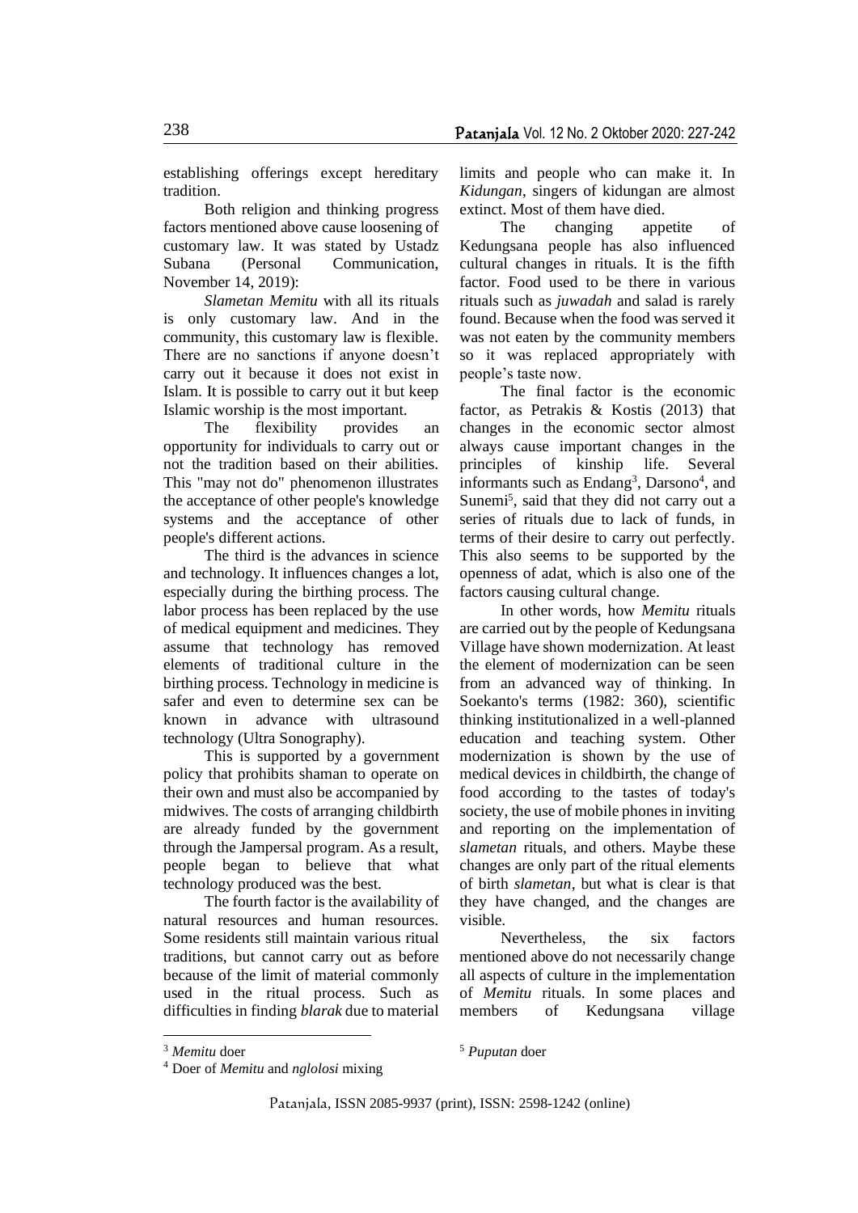establishing offerings except hereditary tradition.

Both religion and thinking progress factors mentioned above cause loosening of customary law. It was stated by Ustadz Subana (Personal Communication, November 14, 2019):

*Slametan Memitu* with all its rituals is only customary law. And in the community, this customary law is flexible. There are no sanctions if anyone doesn't carry out it because it does not exist in Islam. It is possible to carry out it but keep Islamic worship is the most important.

The flexibility provides an opportunity for individuals to carry out or not the tradition based on their abilities. This "may not do" phenomenon illustrates the acceptance of other people's knowledge systems and the acceptance of other people's different actions.

The third is the advances in science and technology. It influences changes a lot, especially during the birthing process. The labor process has been replaced by the use of medical equipment and medicines. They assume that technology has removed elements of traditional culture in the birthing process. Technology in medicine is safer and even to determine sex can be known in advance with ultrasound technology (Ultra Sonography).

This is supported by a government policy that prohibits shaman to operate on their own and must also be accompanied by midwives. The costs of arranging childbirth are already funded by the government through the Jampersal program. As a result, people began to believe that what technology produced was the best.

The fourth factor is the availability of natural resources and human resources. Some residents still maintain various ritual traditions, but cannot carry out as before because of the limit of material commonly used in the ritual process. Such as difficulties in finding *blarak* due to material limits and people who can make it. In *Kidungan*, singers of kidungan are almost extinct. Most of them have died.

The changing appetite of Kedungsana people has also influenced cultural changes in rituals. It is the fifth factor. Food used to be there in various rituals such as *juwadah* and salad is rarely found. Because when the food was served it was not eaten by the community members so it was replaced appropriately with people's taste now.

The final factor is the economic factor, as Petrakis & Kostis (2013) that changes in the economic sector almost always cause important changes in the principles of kinship life. Several informants such as Endang[3], Darsono[4], and Sunemi[5], said that they did not carry out a series of rituals due to lack of funds, in terms of their desire to carry out perfectly. This also seems to be supported by the openness of adat, which is also one of the factors causing cultural change.

In other words, how *Memitu* rituals are carried out by the people of Kedungsana Village have shown modernization. At least the element of modernization can be seen from an advanced way of thinking. In Soekanto's terms (1982: 360), scientific thinking institutionalized in a well-planned education and teaching system. Other modernization is shown by the use of medical devices in childbirth, the change of food according to the tastes of today's society, the use of mobile phones in inviting and reporting on the implementation of *slametan* rituals, and others. Maybe these changes are only part of the ritual elements of birth *slametan*, but what is clear is that they have changed, and the changes are visible.

Nevertheless, the six factors mentioned above do not necessarily change all aspects of culture in the implementation of *Memitu* rituals. In some places and members of Kedungsana village

---

[3] *Memitu* doer

[4] Doer of *Memitu* and *nglolosi* mixing

[5] *Puputan* doer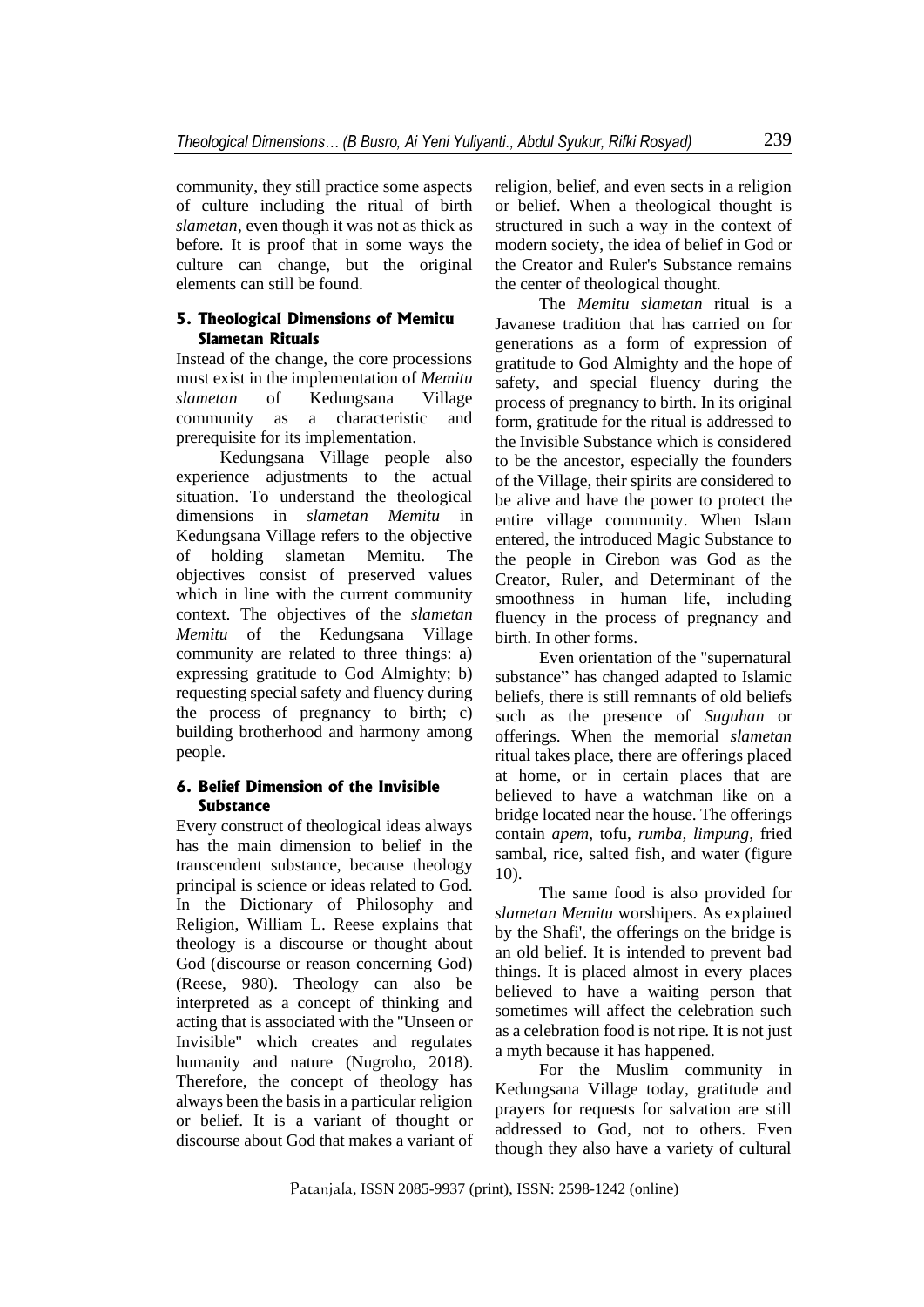community, they still practice some aspects of culture including the ritual of birth *slametan*, even though it was not as thick as before. It is proof that in some ways the culture can change, but the original elements can still be found.

## 5. Theological Dimensions of Memitu Slametan Rituals

Instead of the change, the core processions must exist in the implementation of *Memitu slametan* of Kedungsana Village community as a characteristic and prerequisite for its implementation.

Kedungsana Village people also experience adjustments to the actual situation. To understand the theological dimensions in *slametan Memitu* in Kedungsana Village refers to the objective of holding slametan Memitu. The objectives consist of preserved values which in line with the current community context. The objectives of the *slametan Memitu* of the Kedungsana Village community are related to three things: a) expressing gratitude to God Almighty; b) requesting special safety and fluency during the process of pregnancy to birth; c) building brotherhood and harmony among people.

## 6. Belief Dimension of the Invisible Substance

Every construct of theological ideas always has the main dimension to belief in the transcendent substance, because theology principal is science or ideas related to God. In the Dictionary of Philosophy and Religion, William L. Reese explains that theology is a discourse or thought about God (discourse or reason concerning God) (Reese, 980). Theology can also be interpreted as a concept of thinking and acting that is associated with the "Unseen or Invisible" which creates and regulates humanity and nature (Nugroho, 2018). Therefore, the concept of theology has always been the basis in a particular religion or belief. It is a variant of thought or discourse about God that makes a variant of religion, belief, and even sects in a religion or belief. When a theological thought is structured in such a way in the context of modern society, the idea of belief in God or the Creator and Ruler's Substance remains the center of theological thought.

The *Memitu slametan* ritual is a Javanese tradition that has carried on for generations as a form of expression of gratitude to God Almighty and the hope of safety, and special fluency during the process of pregnancy to birth. In its original form, gratitude for the ritual is addressed to the Invisible Substance which is considered to be the ancestor, especially the founders of the Village, their spirits are considered to be alive and have the power to protect the entire village community. When Islam entered, the introduced Magic Substance to the people in Cirebon was God as the Creator, Ruler, and Determinant of the smoothness in human life, including fluency in the process of pregnancy and birth. In other forms.

Even orientation of the "supernatural substance" has changed adapted to Islamic beliefs, there is still remnants of old beliefs such as the presence of *Suguhan* or offerings. When the memorial *slametan* ritual takes place, there are offerings placed at home, or in certain places that are believed to have a watchman like on a bridge located near the house. The offerings contain *apem*, tofu, *rumba*, *limpung*, fried sambal, rice, salted fish, and water (figure 10).

The same food is also provided for *slametan Memitu* worshipers. As explained by the Shafi', the offerings on the bridge is an old belief. It is intended to prevent bad things. It is placed almost in every places believed to have a waiting person that sometimes will affect the celebration such as a celebration food is not ripe. It is not just a myth because it has happened.

For the Muslim community in Kedungsana Village today, gratitude and prayers for requests for salvation are still addressed to God, not to others. Even though they also have a variety of cultural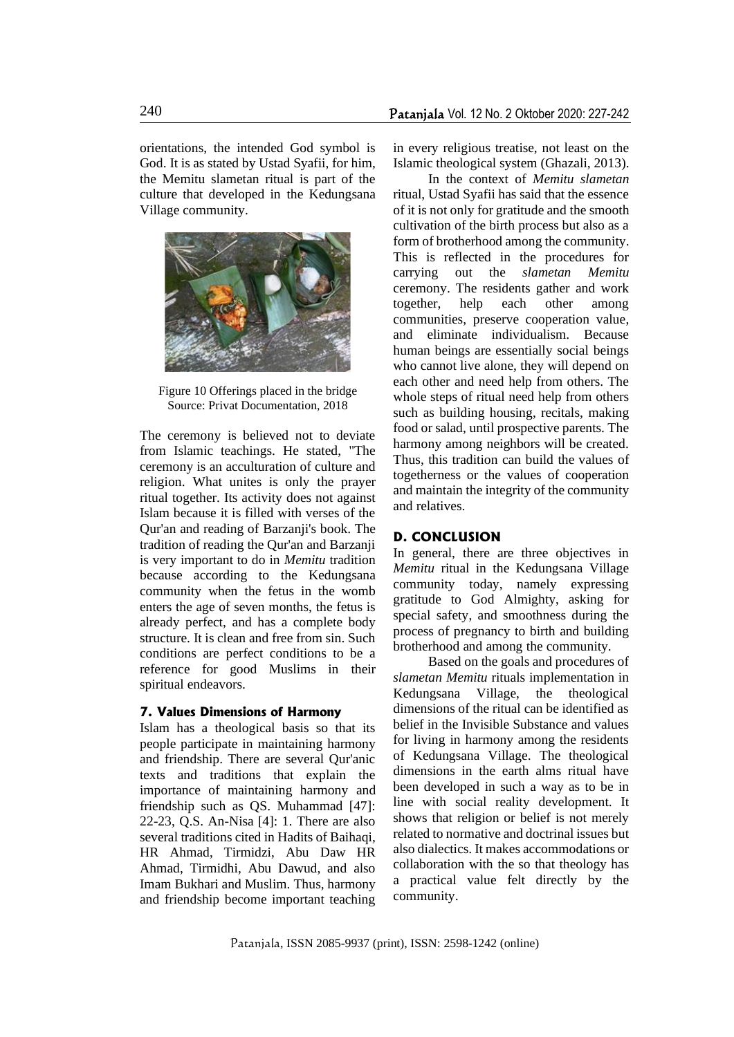orientations, the intended God symbol is God. It is as stated by Ustad Syafii, for him, the Memitu slametan ritual is part of the culture that developed in the Kedungsana Village community.

Figure 10 Offerings placed in the bridge
Source: Privat Documentation, 2018

The ceremony is believed not to deviate from Islamic teachings. He stated, "The ceremony is an acculturation of culture and religion. What unites is only the prayer ritual together. Its activity does not against Islam because it is filled with verses of the Qur'an and reading of Barzanji's book. The tradition of reading the Qur'an and Barzanji is very important to do in *Memitu* tradition because according to the Kedungsana community when the fetus in the womb enters the age of seven months, the fetus is already perfect, and has a complete body structure. It is clean and free from sin. Such conditions are perfect conditions to be a reference for good Muslims in their spiritual endeavors.

### 7. Values Dimensions of Harmony

Islam has a theological basis so that its people participate in maintaining harmony and friendship. There are several Qur'anic texts and traditions that explain the importance of maintaining harmony and friendship such as QS. Muhammad [47]: 22-23, Q.S. An-Nisa [4]: 1. There are also several traditions cited in Hadits of Baihaqi, HR Ahmad, Tirmidzi, Abu Daw HR Ahmad, Tirmidhi, Abu Dawud, and also Imam Bukhari and Muslim. Thus, harmony and friendship become important teaching in every religious treatise, not least on the Islamic theological system (Ghazali, 2013).

In the context of *Memitu slametan* ritual, Ustad Syafii has said that the essence of it is not only for gratitude and the smooth cultivation of the birth process but also as a form of brotherhood among the community. This is reflected in the procedures for carrying out the *slametan Memitu* ceremony. The residents gather and work together, help each other among communities, preserve cooperation value, and eliminate individualism. Because human beings are essentially social beings who cannot live alone, they will depend on each other and need help from others. The whole steps of ritual need help from others such as building housing, recitals, making food or salad, until prospective parents. The harmony among neighbors will be created. Thus, this tradition can build the values of togetherness or the values of cooperation and maintain the integrity of the community and relatives.

## D. CONCLUSION

In general, there are three objectives in *Memitu* ritual in the Kedungsana Village community today, namely expressing gratitude to God Almighty, asking for special safety, and smoothness during the process of pregnancy to birth and building brotherhood and among the community.

Based on the goals and procedures of *slametan Memitu* rituals implementation in Kedungsana Village, the theological dimensions of the ritual can be identified as belief in the Invisible Substance and values for living in harmony among the residents of Kedungsana Village. The theological dimensions in the earth alms ritual have been developed in such a way as to be in line with social reality development. It shows that religion or belief is not merely related to normative and doctrinal issues but also dialectics. It makes accommodations or collaboration with the so that theology has a practical value felt directly by the community.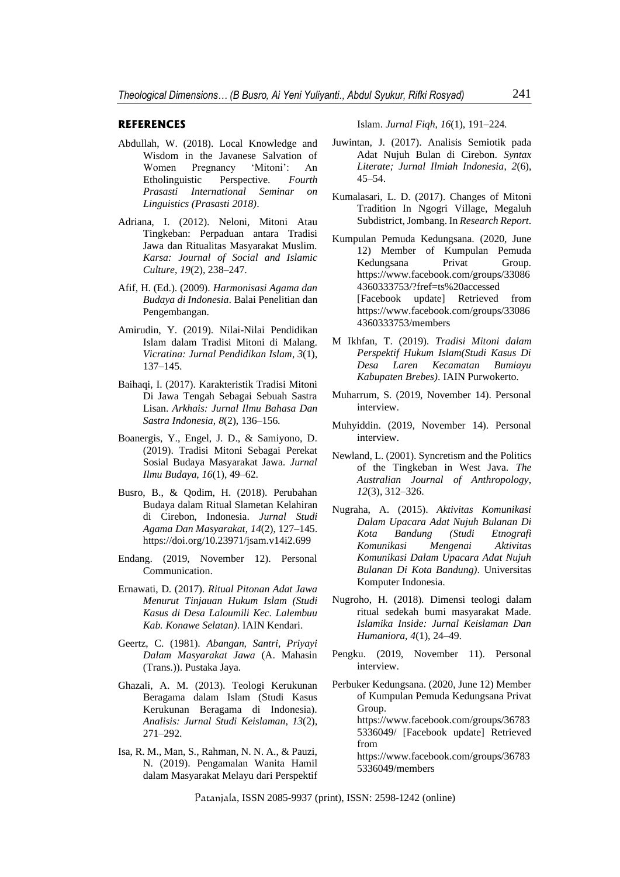## REFERENCES

Abdullah, W. (2018). Local Knowledge and Wisdom in the Javanese Salvation of Women Pregnancy 'Mitoni': An Etholinguistic Perspective. *Fourth Prasasti International Seminar on Linguistics (Prasasti 2018)*.

Adriana, I. (2012). Neloni, Mitoni Atau Tingkeban: Perpaduan antara Tradisi Jawa dan Ritualitas Masyarakat Muslim. *Karsa: Journal of Social and Islamic Culture*, *19*(2), 238–247.

Afif, H. (Ed.). (2009). *Harmonisasi Agama dan Budaya di Indonesia*. Balai Penelitian dan Pengembangan.

Amirudin, Y. (2019). Nilai-Nilai Pendidikan Islam dalam Tradisi Mitoni di Malang. *Vicratina: Jurnal Pendidikan Islam*, *3*(1), 137–145.

Baihaqi, I. (2017). Karakteristik Tradisi Mitoni Di Jawa Tengah Sebagai Sebuah Sastra Lisan. *Arkhais: Jurnal Ilmu Bahasa Dan Sastra Indonesia*, *8*(2), 136–156.

Boanergis, Y., Engel, J. D., & Samiyono, D. (2019). Tradisi Mitoni Sebagai Perekat Sosial Budaya Masyarakat Jawa. *Jurnal Ilmu Budaya*, *16*(1), 49–62.

Busro, B., & Qodim, H. (2018). Perubahan Budaya dalam Ritual Slametan Kelahiran di Cirebon, Indonesia. *Jurnal Studi Agama Dan Masyarakat*, *14*(2), 127–145. https://doi.org/10.23971/jsam.v14i2.699

Endang. (2019, November 12). Personal Communication.

Ernawati, D. (2017). *Ritual Pitonan Adat Jawa Menurut Tinjauan Hukum Islam (Studi Kasus di Desa Laloumili Kec. Lalembuu Kab. Konawe Selatan)*. IAIN Kendari.

Geertz, C. (1981). *Abangan, Santri, Priyayi Dalam Masyarakat Jawa* (A. Mahasin (Trans.)). Pustaka Jaya.

Ghazali, A. M. (2013). Teologi Kerukunan Beragama dalam Islam (Studi Kasus Kerukunan Beragama di Indonesia). *Analisis: Jurnal Studi Keislaman*, *13*(2), 271–292.

Isa, R. M., Man, S., Rahman, N. N. A., & Pauzi, N. (2019). Pengamalan Wanita Hamil dalam Masyarakat Melayu dari Perspektif Islam. *Jurnal Fiqh*, *16*(1), 191–224.

Juwintan, J. (2017). Analisis Semiotik pada Adat Nujuh Bulan di Cirebon. *Syntax Literate; Jurnal Ilmiah Indonesia*, *2*(6), 45–54.

Kumalasari, L. D. (2017). Changes of Mitoni Tradition In Ngogri Village, Megaluh Subdistrict, Jombang. In *Research Report*.

Kumpulan Pemuda Kedungsana. (2020, June 12) Member of Kumpulan Pemuda Kedungsana Privat Group. https://www.facebook.com/groups/330864360333753/?fref=ts%20accessed [Facebook update] Retrieved from https://www.facebook.com/groups/330864360333753/members

M Ikhfan, T. (2019). *Tradisi Mitoni dalam Perspektif Hukum Islam(Studi Kasus Di Desa Laren Kecamatan Bumiayu Kabupaten Brebes)*. IAIN Purwokerto.

Muharrum, S. (2019, November 14). Personal interview.

Muhyiddin. (2019, November 14). Personal interview.

Newland, L. (2001). Syncretism and the Politics of the Tingkeban in West Java. *The Australian Journal of Anthropology*, *12*(3), 312–326.

Nugraha, A. (2015). *Aktivitas Komunikasi Dalam Upacara Adat Nujuh Bulanan Di Kota Bandung (Studi Etnografi Komunikasi Mengenai Aktivitas Komunikasi Dalam Upacara Adat Nujuh Bulanan Di Kota Bandung)*. Universitas Komputer Indonesia.

Nugroho, H. (2018). Dimensi teologi dalam ritual sedekah bumi masyarakat Made. *Islamika Inside: Jurnal Keislaman Dan Humaniora*, *4*(1), 24–49.

Pengku. (2019, November 11). Personal interview.

Perbuker Kedungsana. (2020, June 12) Member of Kumpulan Pemuda Kedungsana Privat Group. https://www.facebook.com/groups/367835336049/ [Facebook update] Retrieved from https://www.facebook.com/groups/367835336049/members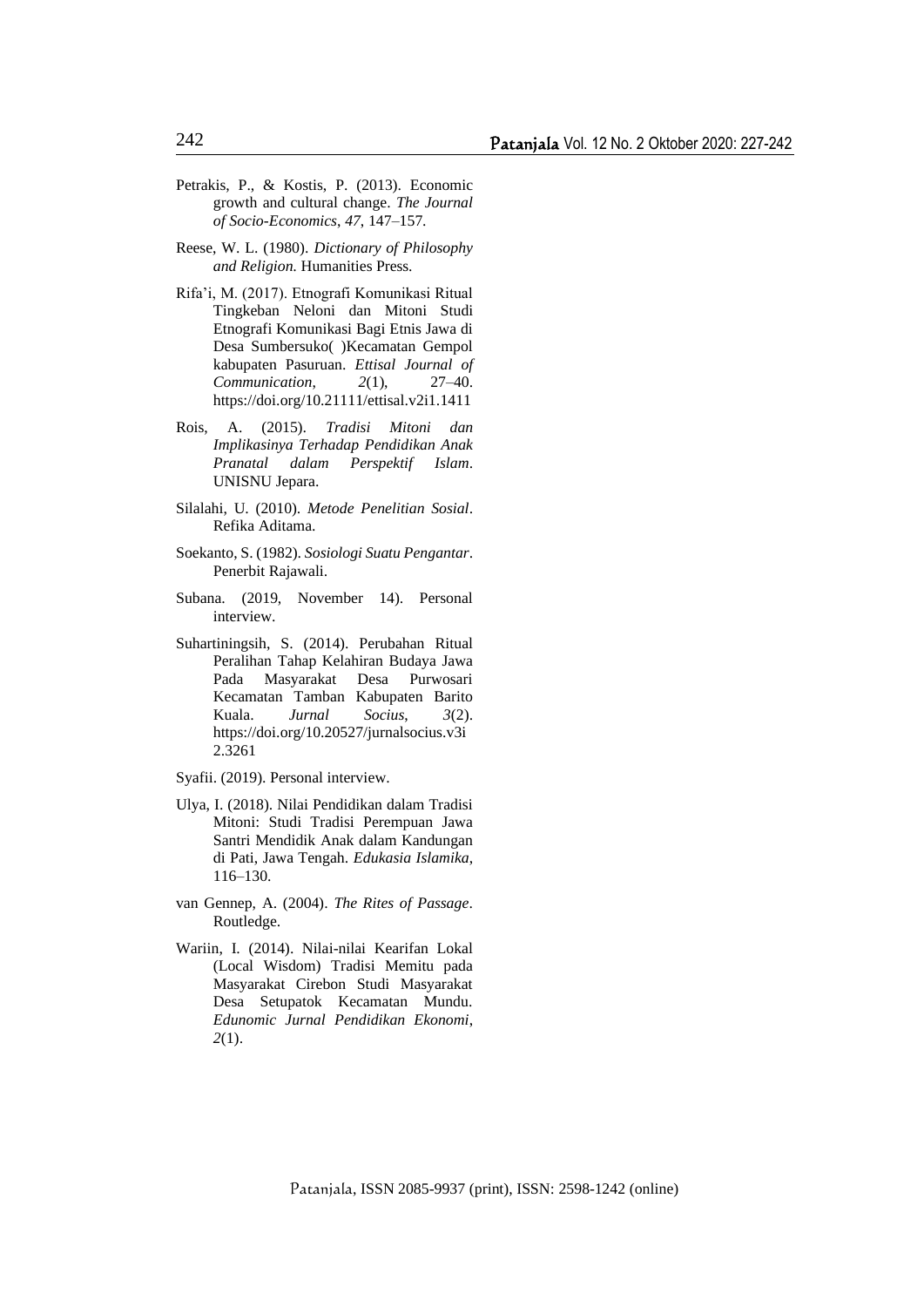Petrakis, P., & Kostis, P. (2013). Economic growth and cultural change. *The Journal of Socio-Economics*, *47*, 147–157.

Reese, W. L. (1980). *Dictionary of Philosophy and Religion.* Humanities Press.

Rifa'i, M. (2017). Etnografi Komunikasi Ritual Tingkeban Neloni dan Mitoni Studi Etnografi Komunikasi Bagi Etnis Jawa di Desa Sumbersuko( )Kecamatan Gempol kabupaten Pasuruan. *Ettisal Journal of Communication*, *2*(1), 27–40. https://doi.org/10.21111/ettisal.v2i1.1411

Rois, A. (2015). *Tradisi Mitoni dan Implikasinya Terhadap Pendidikan Anak Pranatal dalam Perspektif Islam*. UNISNU Jepara.

Silalahi, U. (2010). *Metode Penelitian Sosial*. Refika Aditama.

Soekanto, S. (1982). *Sosiologi Suatu Pengantar*. Penerbit Rajawali.

Subana. (2019, November 14). Personal interview.

Suhartiningsih, S. (2014). Perubahan Ritual Peralihan Tahap Kelahiran Budaya Jawa Pada Masyarakat Desa Purwosari Kecamatan Tamban Kabupaten Barito Kuala. *Jurnal Socius*, *3*(2). https://doi.org/10.20527/jurnalsocius.v3i2.3261

Syafii. (2019). Personal interview.

Ulya, I. (2018). Nilai Pendidikan dalam Tradisi Mitoni: Studi Tradisi Perempuan Jawa Santri Mendidik Anak dalam Kandungan di Pati, Jawa Tengah. *Edukasia Islamika*, 116–130.

van Gennep, A. (2004). *The Rites of Passage*. Routledge.

Wariin, I. (2014). Nilai-nilai Kearifan Lokal (Local Wisdom) Tradisi Memitu pada Masyarakat Cirebon Studi Masyarakat Desa Setupatok Kecamatan Mundu. *Edunomic Jurnal Pendidikan Ekonomi*, *2*(1).